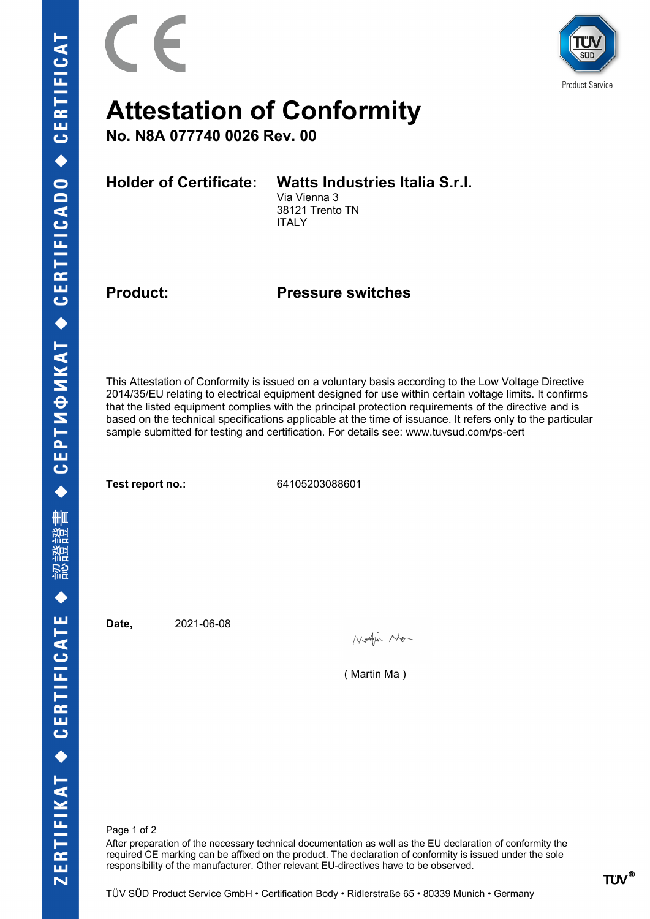# Attestation of Conformity

## No. N8A 077740 0026 Rev. 00

**Holder of Certificate:** **Watts Industries Italia S.r.l.**
Via Vienna 3
38121 Trento TN
ITALY

**Product:** **Pressure switches**

This Attestation of Conformity is issued on a voluntary basis according to the Low Voltage Directive 2014/35/EU relating to electrical equipment designed for use within certain voltage limits. It confirms that the listed equipment complies with the principal protection requirements of the directive and is based on the technical specifications applicable at the time of issuance. It refers only to the particular sample submitted for testing and certification. For details see: www.tuvsud.com/ps-cert

**Test report no.:** 64105203088601

**Date,** 2021-06-08

( Martin Ma )

After preparation of the necessary technical documentation as well as the EU declaration of conformity the required CE marking can be affixed on the product. The declaration of conformity is issued under the sole responsibility of the manufacturer. Other relevant EU-directives have to be observed.

TÜV SÜD Product Service GmbH • Certification Body • Ridlerstraße 65 • 80339 Munich • Germany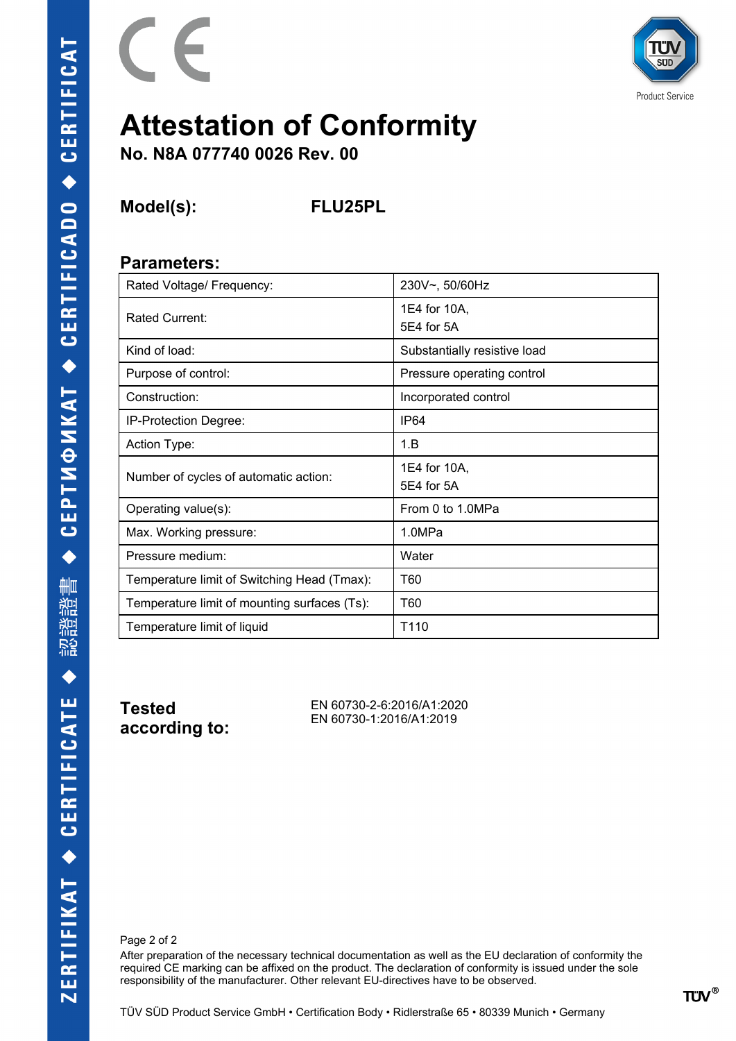# Attestation of Conformity

**No. N8A 077740 0026 Rev. 00**

**Model(s):** **FLU25PL**

## Parameters:

| | |
|---|---|
| Rated Voltage/ Frequency: | 230V~, 50/60Hz |
| Rated Current: | 1E4 for 10A,<br>5E4 for 5A |
| Kind of load: | Substantially resistive load |
| Purpose of control: | Pressure operating control |
| Construction: | Incorporated control |
| IP-Protection Degree: | IP64 |
| Action Type: | 1.B |
| Number of cycles of automatic action: | 1E4 for 10A,<br>5E4 for 5A |
| Operating value(s): | From 0 to 1.0MPa |
| Max. Working pressure: | 1.0MPa |
| Pressure medium: | Water |
| Temperature limit of Switching Head (Tmax): | T60 |
| Temperature limit of mounting surfaces (Ts): | T60 |
| Temperature limit of liquid | T110 |

**Tested according to:**

EN 60730-2-6:2016/A1:2020
EN 60730-1:2016/A1:2019

After preparation of the necessary technical documentation as well as the EU declaration of conformity the required CE marking can be affixed on the product. The declaration of conformity is issued under the sole responsibility of the manufacturer. Other relevant EU-directives have to be observed.

TÜV SÜD Product Service GmbH • Certification Body • Ridlerstraße 65 • 80339 Munich • Germany